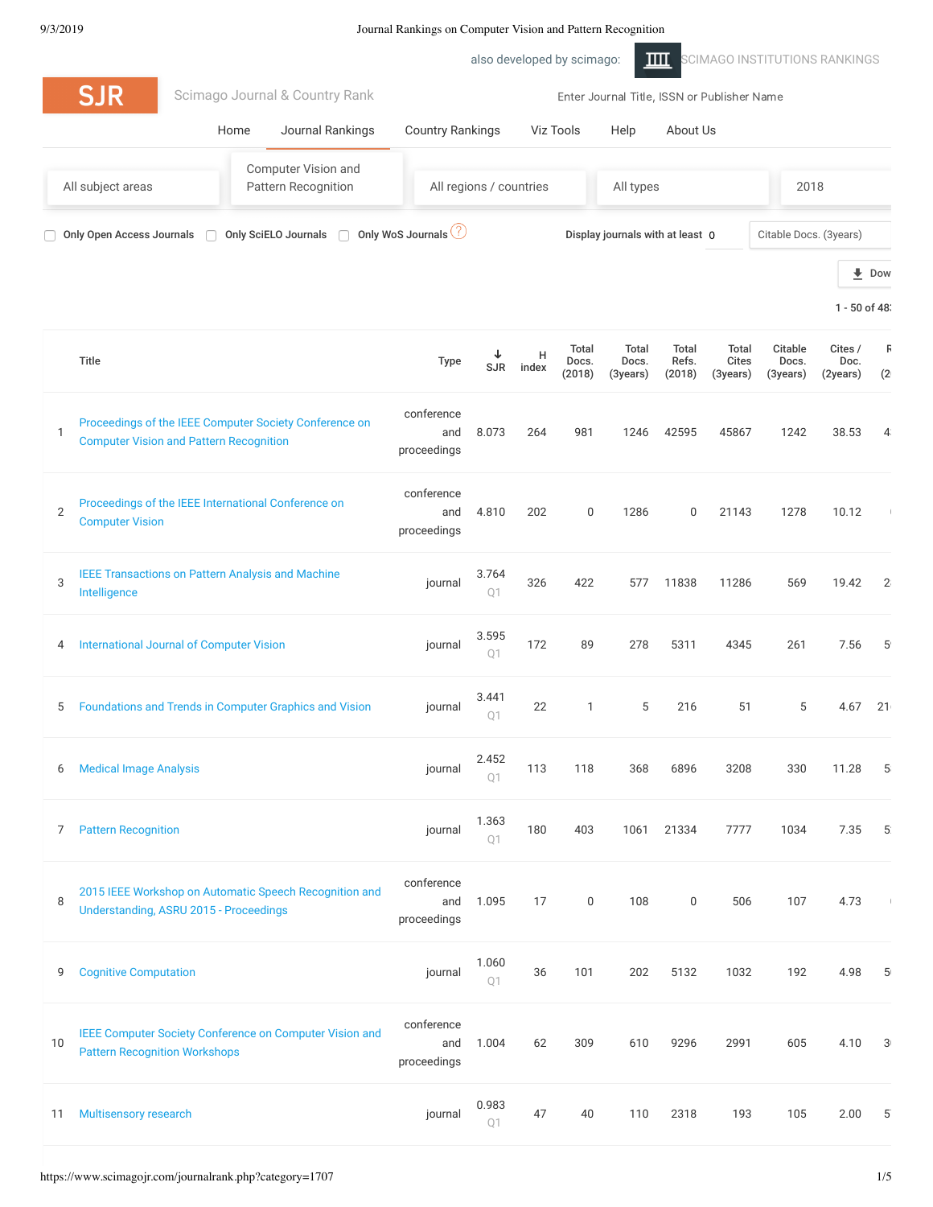also developed by scimago: SCIMAGO INSTITUTIONS RANKINGS

SJR Scimago Journal & Country Rank

Enter Journal Title, ISSN or Publisher Name

Home | Journal Rankings | Country Rankings | Viz Tools | Help | About Us

All subject areas | Computer Vision and Pattern Recognition | All regions / countries | All types | 2018

Only Open Access Journals | Only SciELO Journals | Only WoS Journals

Display journals with at least 0 Citable Docs. (3years)

Dow

1 - 50 of 48

| | Title | Type | ↓ SJR | H index | Total Docs. (2018) | Total Docs. (3years) | Total Refs. (2018) | Total Cites (3years) | Citable Docs. (3years) | Cites / Doc. (2years) | R (2 |
|---|---|---|---|---|---|---|---|---|---|---|---|
| 1 | Proceedings of the IEEE Computer Society Conference on Computer Vision and Pattern Recognition | conference and proceedings | 8.073 | 264 | 981 | 1246 | 42595 | 45867 | 1242 | 38.53 | 4 |
| 2 | Proceedings of the IEEE International Conference on Computer Vision | conference and proceedings | 4.810 | 202 | 0 | 1286 | 0 | 21143 | 1278 | 10.12 | ( |
| 3 | IEEE Transactions on Pattern Analysis and Machine Intelligence | journal | 3.764 Q1 | 326 | 422 | 577 | 11838 | 11286 | 569 | 19.42 | 2 |
| 4 | International Journal of Computer Vision | journal | 3.595 Q1 | 172 | 89 | 278 | 5311 | 4345 | 261 | 7.56 | 5 |
| 5 | Foundations and Trends in Computer Graphics and Vision | journal | 3.441 Q1 | 22 | 1 | 5 | 216 | 51 | 5 | 4.67 | 21 |
| 6 | Medical Image Analysis | journal | 2.452 Q1 | 113 | 118 | 368 | 6896 | 3208 | 330 | 11.28 | 5 |
| 7 | Pattern Recognition | journal | 1.363 Q1 | 180 | 403 | 1061 | 21334 | 7777 | 1034 | 7.35 | 5 |
| 8 | 2015 IEEE Workshop on Automatic Speech Recognition and Understanding, ASRU 2015 - Proceedings | conference and proceedings | 1.095 | 17 | 0 | 108 | 0 | 506 | 107 | 4.73 | ( |
| 9 | Cognitive Computation | journal | 1.060 Q1 | 36 | 101 | 202 | 5132 | 1032 | 192 | 4.98 | 5 |
| 10 | IEEE Computer Society Conference on Computer Vision and Pattern Recognition Workshops | conference and proceedings | 1.004 | 62 | 309 | 610 | 9296 | 2991 | 605 | 4.10 | 3 |
| 11 | Multisensory research | journal | 0.983 Q1 | 47 | 40 | 110 | 2318 | 193 | 105 | 2.00 | 5 |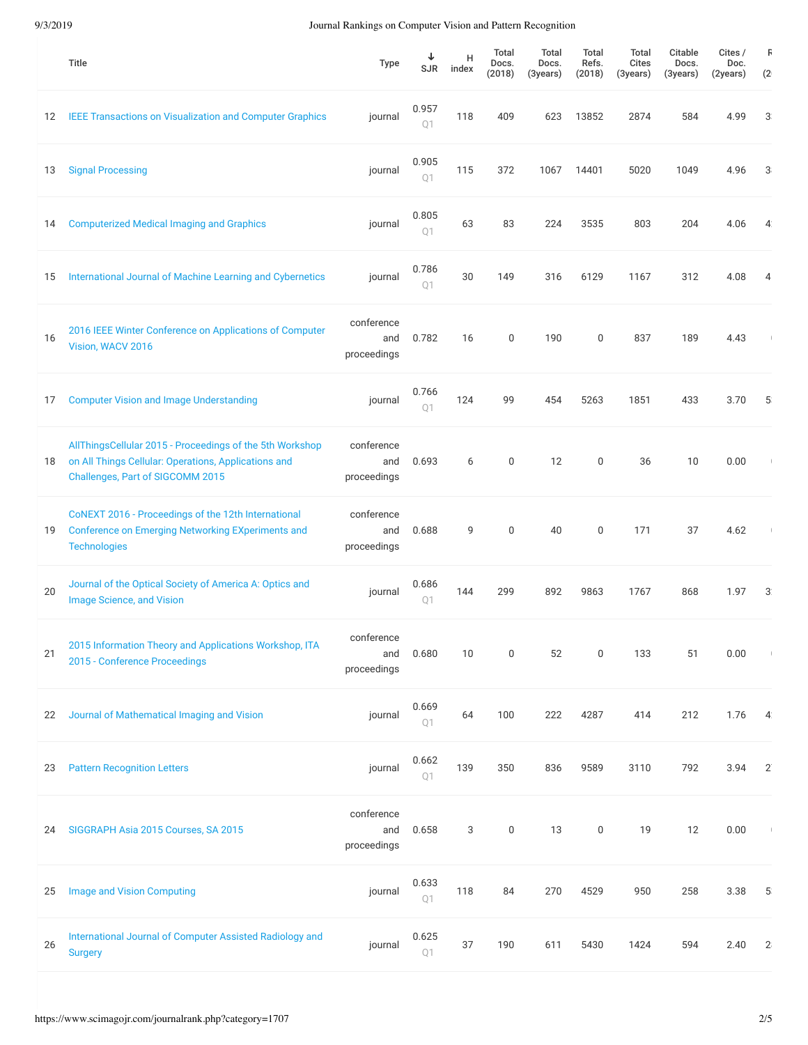| | Title | Type | ↓ SJR | H index | Total Docs. (2018) | Total Docs. (3years) | Total Refs. (2018) | Total Cites (3years) | Citable Docs. (3years) | Cites / Doc. (2years) |
|---|---|---|---|---|---|---|---|---|---|---|
| 12 | IEEE Transactions on Visualization and Computer Graphics | journal | 0.957 Q1 | 118 | 409 | 623 | 13852 | 2874 | 584 | 4.99 |
| 13 | Signal Processing | journal | 0.905 Q1 | 115 | 372 | 1067 | 14401 | 5020 | 1049 | 4.96 |
| 14 | Computerized Medical Imaging and Graphics | journal | 0.805 Q1 | 63 | 83 | 224 | 3535 | 803 | 204 | 4.06 |
| 15 | International Journal of Machine Learning and Cybernetics | journal | 0.786 Q1 | 30 | 149 | 316 | 6129 | 1167 | 312 | 4.08 |
| 16 | 2016 IEEE Winter Conference on Applications of Computer Vision, WACV 2016 | conference and proceedings | 0.782 | 16 | 0 | 190 | 0 | 837 | 189 | 4.43 |
| 17 | Computer Vision and Image Understanding | journal | 0.766 Q1 | 124 | 99 | 454 | 5263 | 1851 | 433 | 3.70 |
| 18 | AllThingsCellular 2015 - Proceedings of the 5th Workshop on All Things Cellular: Operations, Applications and Challenges, Part of SIGCOMM 2015 | conference and proceedings | 0.693 | 6 | 0 | 12 | 0 | 36 | 10 | 0.00 |
| 19 | CoNEXT 2016 - Proceedings of the 12th International Conference on Emerging Networking EXperiments and Technologies | conference and proceedings | 0.688 | 9 | 0 | 40 | 0 | 171 | 37 | 4.62 |
| 20 | Journal of the Optical Society of America A: Optics and Image Science, and Vision | journal | 0.686 Q1 | 144 | 299 | 892 | 9863 | 1767 | 868 | 1.97 |
| 21 | 2015 Information Theory and Applications Workshop, ITA 2015 - Conference Proceedings | conference and proceedings | 0.680 | 10 | 0 | 52 | 0 | 133 | 51 | 0.00 |
| 22 | Journal of Mathematical Imaging and Vision | journal | 0.669 Q1 | 64 | 100 | 222 | 4287 | 414 | 212 | 1.76 |
| 23 | Pattern Recognition Letters | journal | 0.662 Q1 | 139 | 350 | 836 | 9589 | 3110 | 792 | 3.94 |
| 24 | SIGGRAPH Asia 2015 Courses, SA 2015 | conference and proceedings | 0.658 | 3 | 0 | 13 | 0 | 19 | 12 | 0.00 |
| 25 | Image and Vision Computing | journal | 0.633 Q1 | 118 | 84 | 270 | 4529 | 950 | 258 | 3.38 |
| 26 | International Journal of Computer Assisted Radiology and Surgery | journal | 0.625 Q1 | 37 | 190 | 611 | 5430 | 1424 | 594 | 2.40 |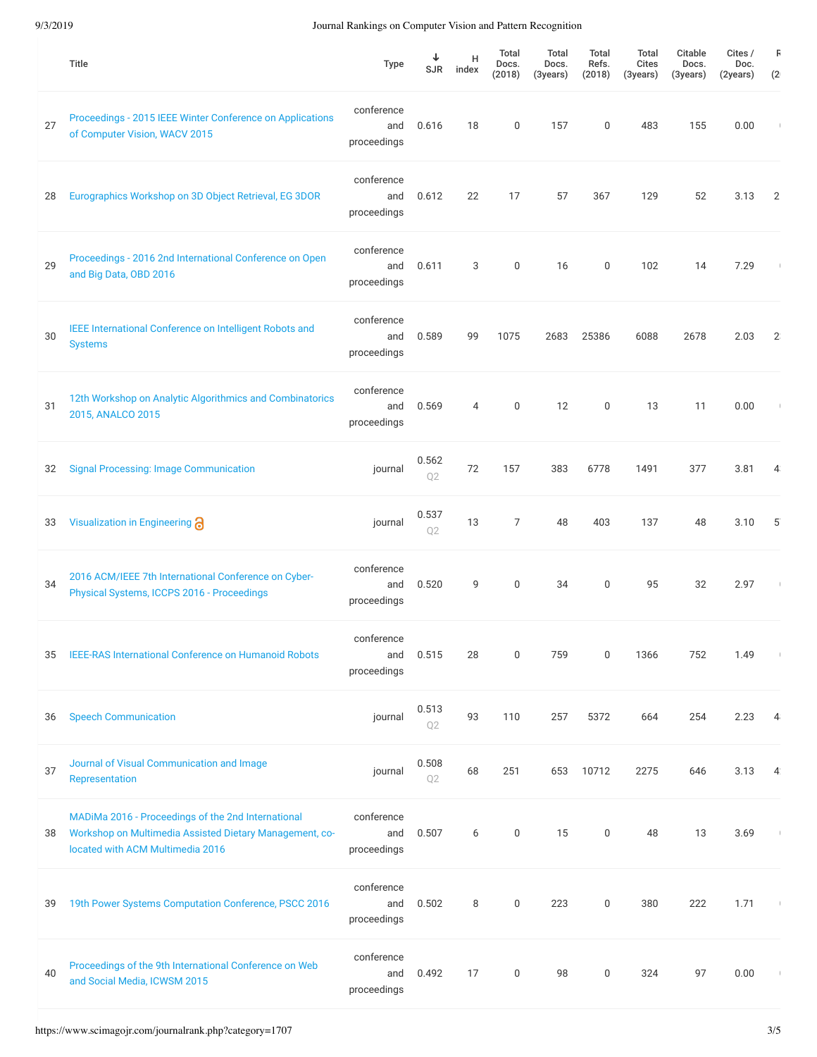| | Title | Type | ↓ SJR | H index | Total Docs. (2018) | Total Docs. (3years) | Total Refs. (2018) | Total Cites (3years) | Citable Docs. (3years) | Cites / Doc. (2years) |
|---|---|---|---|---|---|---|---|---|---|---|
| 27 | Proceedings - 2015 IEEE Winter Conference on Applications of Computer Vision, WACV 2015 | conference and proceedings | 0.616 | 18 | 0 | 157 | 0 | 483 | 155 | 0.00 |
| 28 | Eurographics Workshop on 3D Object Retrieval, EG 3DOR | conference and proceedings | 0.612 | 22 | 17 | 57 | 367 | 129 | 52 | 3.13 |
| 29 | Proceedings - 2016 2nd International Conference on Open and Big Data, OBD 2016 | conference and proceedings | 0.611 | 3 | 0 | 16 | 0 | 102 | 14 | 7.29 |
| 30 | IEEE International Conference on Intelligent Robots and Systems | conference and proceedings | 0.589 | 99 | 1075 | 2683 | 25386 | 6088 | 2678 | 2.03 |
| 31 | 12th Workshop on Analytic Algorithmics and Combinatorics 2015, ANALCO 2015 | conference and proceedings | 0.569 | 4 | 0 | 12 | 0 | 13 | 11 | 0.00 |
| 32 | Signal Processing: Image Communication | journal | 0.562 Q2 | 72 | 157 | 383 | 6778 | 1491 | 377 | 3.81 |
| 33 | Visualization in Engineering | journal | 0.537 Q2 | 13 | 7 | 48 | 403 | 137 | 48 | 3.10 |
| 34 | 2016 ACM/IEEE 7th International Conference on Cyber-Physical Systems, ICCPS 2016 - Proceedings | conference and proceedings | 0.520 | 9 | 0 | 34 | 0 | 95 | 32 | 2.97 |
| 35 | IEEE-RAS International Conference on Humanoid Robots | conference and proceedings | 0.515 | 28 | 0 | 759 | 0 | 1366 | 752 | 1.49 |
| 36 | Speech Communication | journal | 0.513 Q2 | 93 | 110 | 257 | 5372 | 664 | 254 | 2.23 |
| 37 | Journal of Visual Communication and Image Representation | journal | 0.508 Q2 | 68 | 251 | 653 | 10712 | 2275 | 646 | 3.13 |
| 38 | MADiMa 2016 - Proceedings of the 2nd International Workshop on Multimedia Assisted Dietary Management, co-located with ACM Multimedia 2016 | conference and proceedings | 0.507 | 6 | 0 | 15 | 0 | 48 | 13 | 3.69 |
| 39 | 19th Power Systems Computation Conference, PSCC 2016 | conference and proceedings | 0.502 | 8 | 0 | 223 | 0 | 380 | 222 | 1.71 |
| 40 | Proceedings of the 9th International Conference on Web and Social Media, ICWSM 2015 | conference and proceedings | 0.492 | 17 | 0 | 98 | 0 | 324 | 97 | 0.00 |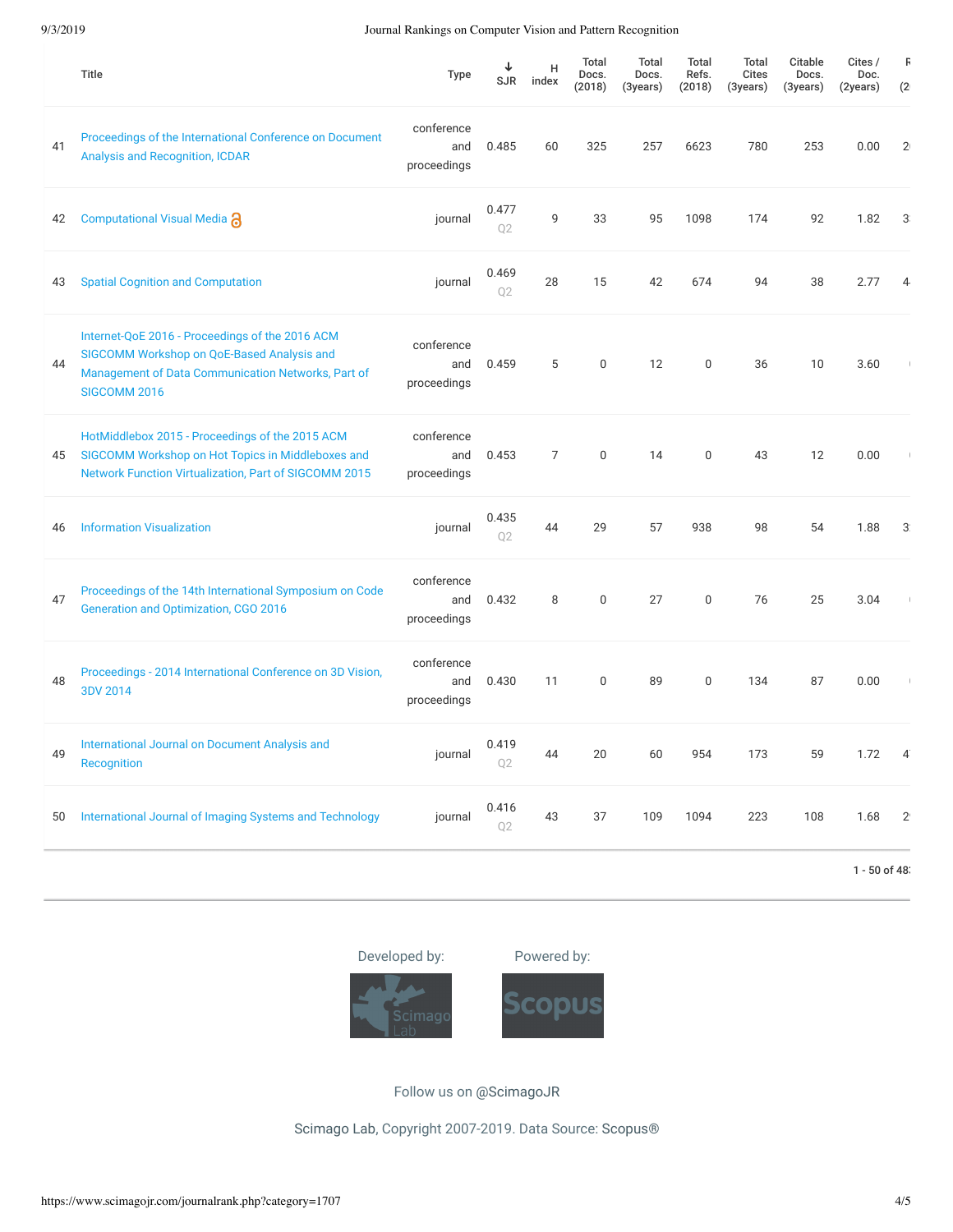|  | Title | Type | ↓ SJR | H index | Total Docs. (2018) | Total Docs. (3years) | Total Refs. (2018) | Total Cites (3years) | Citable Docs. (3years) | Cites / Doc. (2years) | R (2 |
|---|---|---|---|---|---|---|---|---|---|---|---|
| 41 | Proceedings of the International Conference on Document Analysis and Recognition, ICDAR | conference and proceedings | 0.485 | 60 | 325 | 257 | 6623 | 780 | 253 | 0.00 | 2 |
| 42 | Computational Visual Media | journal | 0.477 Q2 | 9 | 33 | 95 | 1098 | 174 | 92 | 1.82 | 3 |
| 43 | Spatial Cognition and Computation | journal | 0.469 Q2 | 28 | 15 | 42 | 674 | 94 | 38 | 2.77 | 4 |
| 44 | Internet-QoE 2016 - Proceedings of the 2016 ACM SIGCOMM Workshop on QoE-Based Analysis and Management of Data Communication Networks, Part of SIGCOMM 2016 | conference and proceedings | 0.459 | 5 | 0 | 12 | 0 | 36 | 10 | 3.60 | ( |
| 45 | HotMiddlebox 2015 - Proceedings of the 2015 ACM SIGCOMM Workshop on Hot Topics in Middleboxes and Network Function Virtualization, Part of SIGCOMM 2015 | conference and proceedings | 0.453 | 7 | 0 | 14 | 0 | 43 | 12 | 0.00 | ( |
| 46 | Information Visualization | journal | 0.435 Q2 | 44 | 29 | 57 | 938 | 98 | 54 | 1.88 | 3 |
| 47 | Proceedings of the 14th International Symposium on Code Generation and Optimization, CGO 2016 | conference and proceedings | 0.432 | 8 | 0 | 27 | 0 | 76 | 25 | 3.04 | ( |
| 48 | Proceedings - 2014 International Conference on 3D Vision, 3DV 2014 | conference and proceedings | 0.430 | 11 | 0 | 89 | 0 | 134 | 87 | 0.00 | ( |
| 49 | International Journal on Document Analysis and Recognition | journal | 0.419 Q2 | 44 | 20 | 60 | 954 | 173 | 59 | 1.72 | 4 |
| 50 | International Journal of Imaging Systems and Technology | journal | 0.416 Q2 | 43 | 37 | 109 | 1094 | 223 | 108 | 1.68 | 2 |

1 - 50 of 48

Developed by: Scimago Lab

Powered by: Scopus

Follow us on @ScimagoJR

Scimago Lab, Copyright 2007-2019. Data Source: Scopus®